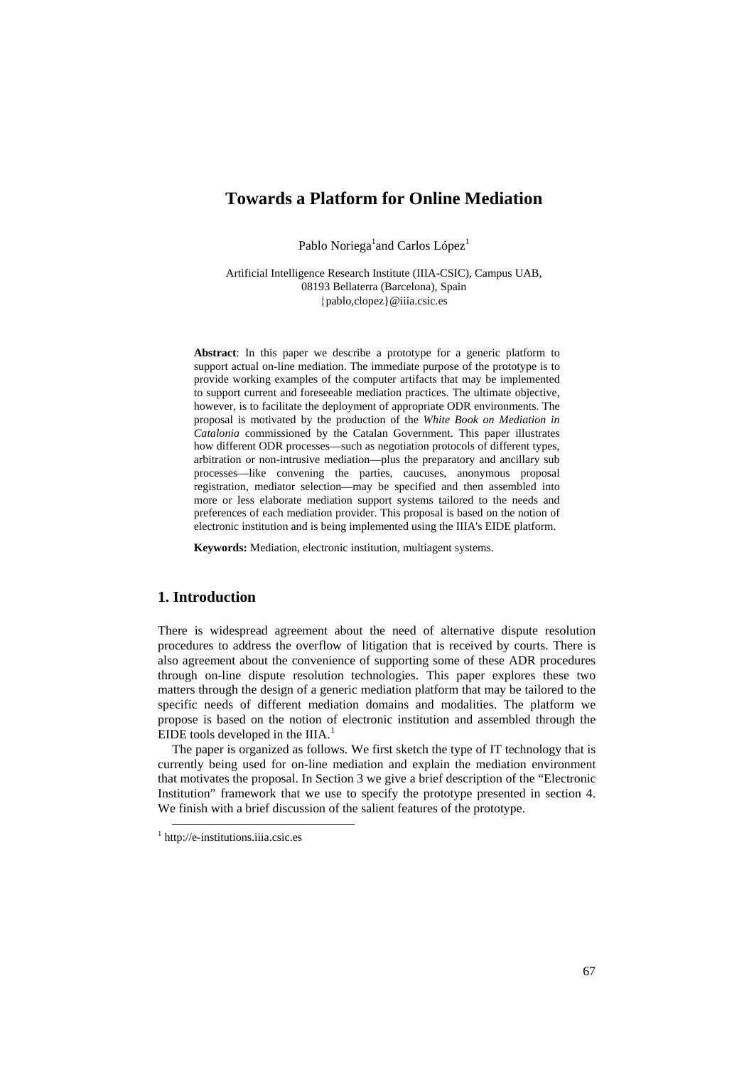# Towards a Platform for Online Mediation

Pablo Noriega[1] and Carlos López[1]

Artificial Intelligence Research Institute (IIIA-CSIC), Campus UAB, 08193 Bellaterra (Barcelona), Spain
{pablo,clopez}@iiia.csic.es

**Abstract**: In this paper we describe a prototype for a generic platform to support actual on-line mediation. The immediate purpose of the prototype is to provide working examples of the computer artifacts that may be implemented to support current and foreseeable mediation practices. The ultimate objective, however, is to facilitate the deployment of appropriate ODR environments. The proposal is motivated by the production of the *White Book on Mediation in Catalonia* commissioned by the Catalan Government. This paper illustrates how different ODR processes—such as negotiation protocols of different types, arbitration or non-intrusive mediation—plus the preparatory and ancillary sub processes—like convening the parties, caucuses, anonymous proposal registration, mediator selection—may be specified and then assembled into more or less elaborate mediation support systems tailored to the needs and preferences of each mediation provider. This proposal is based on the notion of electronic institution and is being implemented using the IIIA's EIDE platform.

**Keywords:** Mediation, electronic institution, multiagent systems.

## 1. Introduction

There is widespread agreement about the need of alternative dispute resolution procedures to address the overflow of litigation that is received by courts. There is also agreement about the convenience of supporting some of these ADR procedures through on-line dispute resolution technologies. This paper explores these two matters through the design of a generic mediation platform that may be tailored to the specific needs of different mediation domains and modalities. The platform we propose is based on the notion of electronic institution and assembled through the EIDE tools developed in the IIIA.[1]

The paper is organized as follows. We first sketch the type of IT technology that is currently being used for on-line mediation and explain the mediation environment that motivates the proposal. In Section 3 we give a brief description of the "Electronic Institution" framework that we use to specify the prototype presented in section 4. We finish with a brief discussion of the salient features of the prototype.

[1] http://e-institutions.iiia.csic.es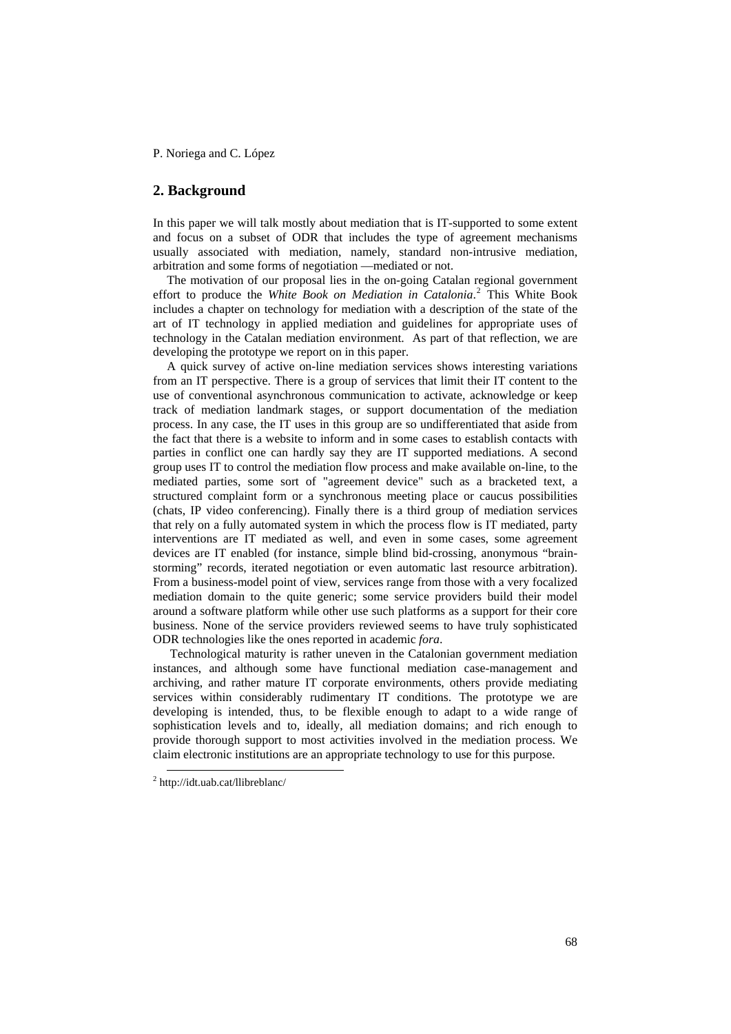## 2. Background

In this paper we will talk mostly about mediation that is IT-supported to some extent and focus on a subset of ODR that includes the type of agreement mechanisms usually associated with mediation, namely, standard non-intrusive mediation, arbitration and some forms of negotiation —mediated or not.

The motivation of our proposal lies in the on-going Catalan regional government effort to produce the *White Book on Mediation in Catalonia*.[2] This White Book includes a chapter on technology for mediation with a description of the state of the art of IT technology in applied mediation and guidelines for appropriate uses of technology in the Catalan mediation environment. As part of that reflection, we are developing the prototype we report on in this paper.

A quick survey of active on-line mediation services shows interesting variations from an IT perspective. There is a group of services that limit their IT content to the use of conventional asynchronous communication to activate, acknowledge or keep track of mediation landmark stages, or support documentation of the mediation process. In any case, the IT uses in this group are so undifferentiated that aside from the fact that there is a website to inform and in some cases to establish contacts with parties in conflict one can hardly say they are IT supported mediations. A second group uses IT to control the mediation flow process and make available on-line, to the mediated parties, some sort of "agreement device" such as a bracketed text, a structured complaint form or a synchronous meeting place or caucus possibilities (chats, IP video conferencing). Finally there is a third group of mediation services that rely on a fully automated system in which the process flow is IT mediated, party interventions are IT mediated as well, and even in some cases, some agreement devices are IT enabled (for instance, simple blind bid-crossing, anonymous "brain-storming" records, iterated negotiation or even automatic last resource arbitration). From a business-model point of view, services range from those with a very focalized mediation domain to the quite generic; some service providers build their model around a software platform while other use such platforms as a support for their core business. None of the service providers reviewed seems to have truly sophisticated ODR technologies like the ones reported in academic *fora*.

Technological maturity is rather uneven in the Catalonian government mediation instances, and although some have functional mediation case-management and archiving, and rather mature IT corporate environments, others provide mediating services within considerably rudimentary IT conditions. The prototype we are developing is intended, thus, to be flexible enough to adapt to a wide range of sophistication levels and to, ideally, all mediation domains; and rich enough to provide thorough support to most activities involved in the mediation process. We claim electronic institutions are an appropriate technology to use for this purpose.

[2] http://idt.uab.cat/llibreblanc/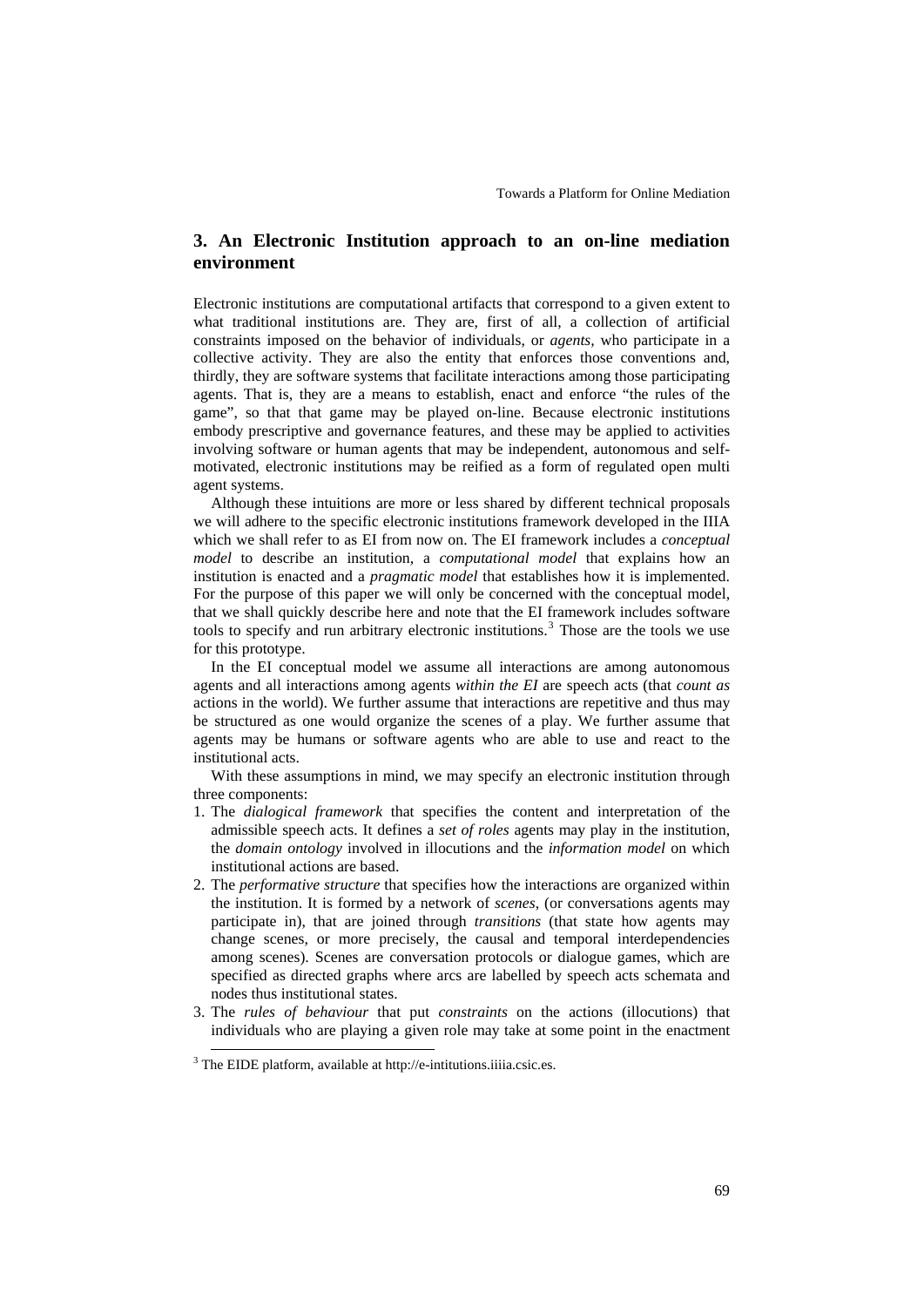## 3. An Electronic Institution approach to an on-line mediation environment

Electronic institutions are computational artifacts that correspond to a given extent to what traditional institutions are. They are, first of all, a collection of artificial constraints imposed on the behavior of individuals, or *agents*, who participate in a collective activity. They are also the entity that enforces those conventions and, thirdly, they are software systems that facilitate interactions among those participating agents. That is, they are a means to establish, enact and enforce "the rules of the game", so that that game may be played on-line. Because electronic institutions embody prescriptive and governance features, and these may be applied to activities involving software or human agents that may be independent, autonomous and self-motivated, electronic institutions may be reified as a form of regulated open multi agent systems.

Although these intuitions are more or less shared by different technical proposals we will adhere to the specific electronic institutions framework developed in the IIIA which we shall refer to as EI from now on. The EI framework includes a *conceptual model* to describe an institution, a *computational model* that explains how an institution is enacted and a *pragmatic model* that establishes how it is implemented. For the purpose of this paper we will only be concerned with the conceptual model, that we shall quickly describe here and note that the EI framework includes software tools to specify and run arbitrary electronic institutions.[3] Those are the tools we use for this prototype.

In the EI conceptual model we assume all interactions are among autonomous agents and all interactions among agents *within the EI* are speech acts (that *count as* actions in the world). We further assume that interactions are repetitive and thus may be structured as one would organize the scenes of a play. We further assume that agents may be humans or software agents who are able to use and react to the institutional acts.

With these assumptions in mind, we may specify an electronic institution through three components:

1. The *dialogical framework* that specifies the content and interpretation of the admissible speech acts. It defines a *set of roles* agents may play in the institution, the *domain ontology* involved in illocutions and the *information model* on which institutional actions are based.
2. The *performative structure* that specifies how the interactions are organized within the institution. It is formed by a network of *scenes*, (or conversations agents may participate in), that are joined through *transitions* (that state how agents may change scenes, or more precisely, the causal and temporal interdependencies among scenes). Scenes are conversation protocols or dialogue games, which are specified as directed graphs where arcs are labelled by speech acts schemata and nodes thus institutional states.
3. The *rules of behaviour* that put *constraints* on the actions (illocutions) that individuals who are playing a given role may take at some point in the enactment

[3] The EIDE platform, available at http://e-intitutions.iiiia.csic.es.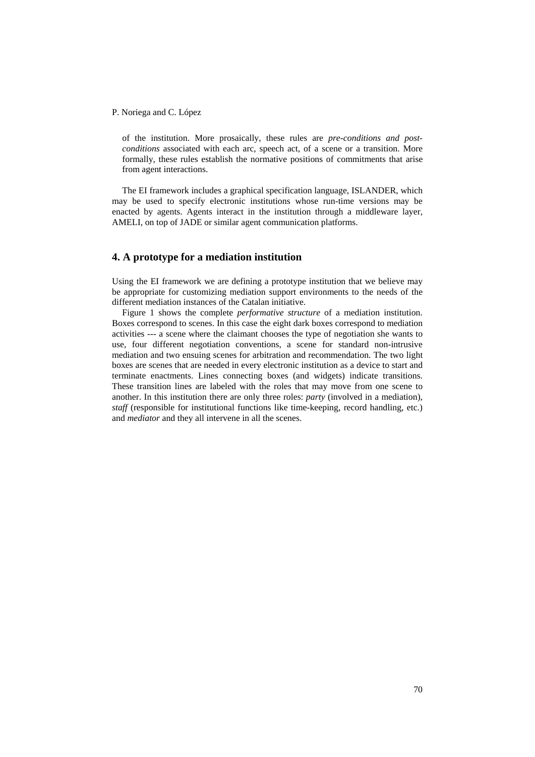of the institution. More prosaically, these rules are *pre-conditions and post-conditions* associated with each arc, speech act, of a scene or a transition. More formally, these rules establish the normative positions of commitments that arise from agent interactions.

The EI framework includes a graphical specification language, ISLANDER, which may be used to specify electronic institutions whose run-time versions may be enacted by agents. Agents interact in the institution through a middleware layer, AMELI, on top of JADE or similar agent communication platforms.

## 4. A prototype for a mediation institution

Using the EI framework we are defining a prototype institution that we believe may be appropriate for customizing mediation support environments to the needs of the different mediation instances of the Catalan initiative.

Figure 1 shows the complete *performative structure* of a mediation institution. Boxes correspond to scenes. In this case the eight dark boxes correspond to mediation activities --- a scene where the claimant chooses the type of negotiation she wants to use, four different negotiation conventions, a scene for standard non-intrusive mediation and two ensuing scenes for arbitration and recommendation. The two light boxes are scenes that are needed in every electronic institution as a device to start and terminate enactments. Lines connecting boxes (and widgets) indicate transitions. These transition lines are labeled with the roles that may move from one scene to another. In this institution there are only three roles: *party* (involved in a mediation), *staff* (responsible for institutional functions like time-keeping, record handling, etc.) and *mediator* and they all intervene in all the scenes.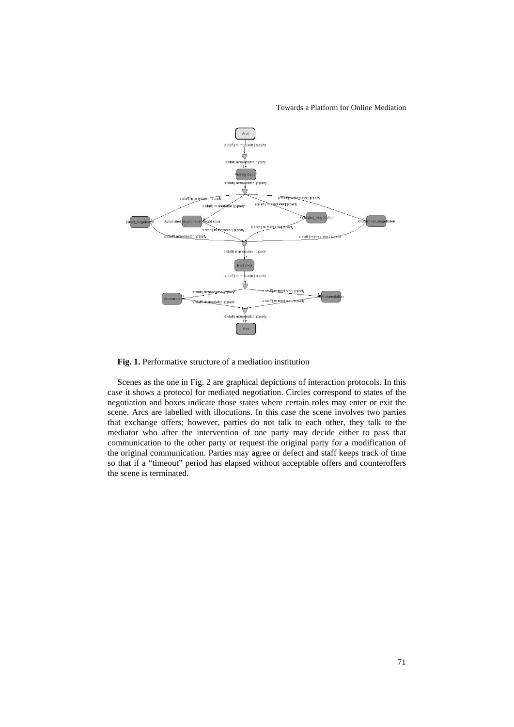**Fig. 1.** Performative structure of a mediation institution

Scenes as the one in Fig. 2 are graphical depictions of interaction protocols. In this case it shows a protocol for mediated negotiation. Circles correspond to states of the negotiation and boxes indicate those states where certain roles may enter or exit the scene. Arcs are labelled with illocutions. In this case the scene involves two parties that exchange offers; however, parties do not talk to each other, they talk to the mediator who after the intervention of one party may decide either to pass that communication to the other party or request the original party for a modification of the original communication. Parties may agree or defect and staff keeps track of time so that if a "timeout" period has elapsed without acceptable offers and counteroffers the scene is terminated.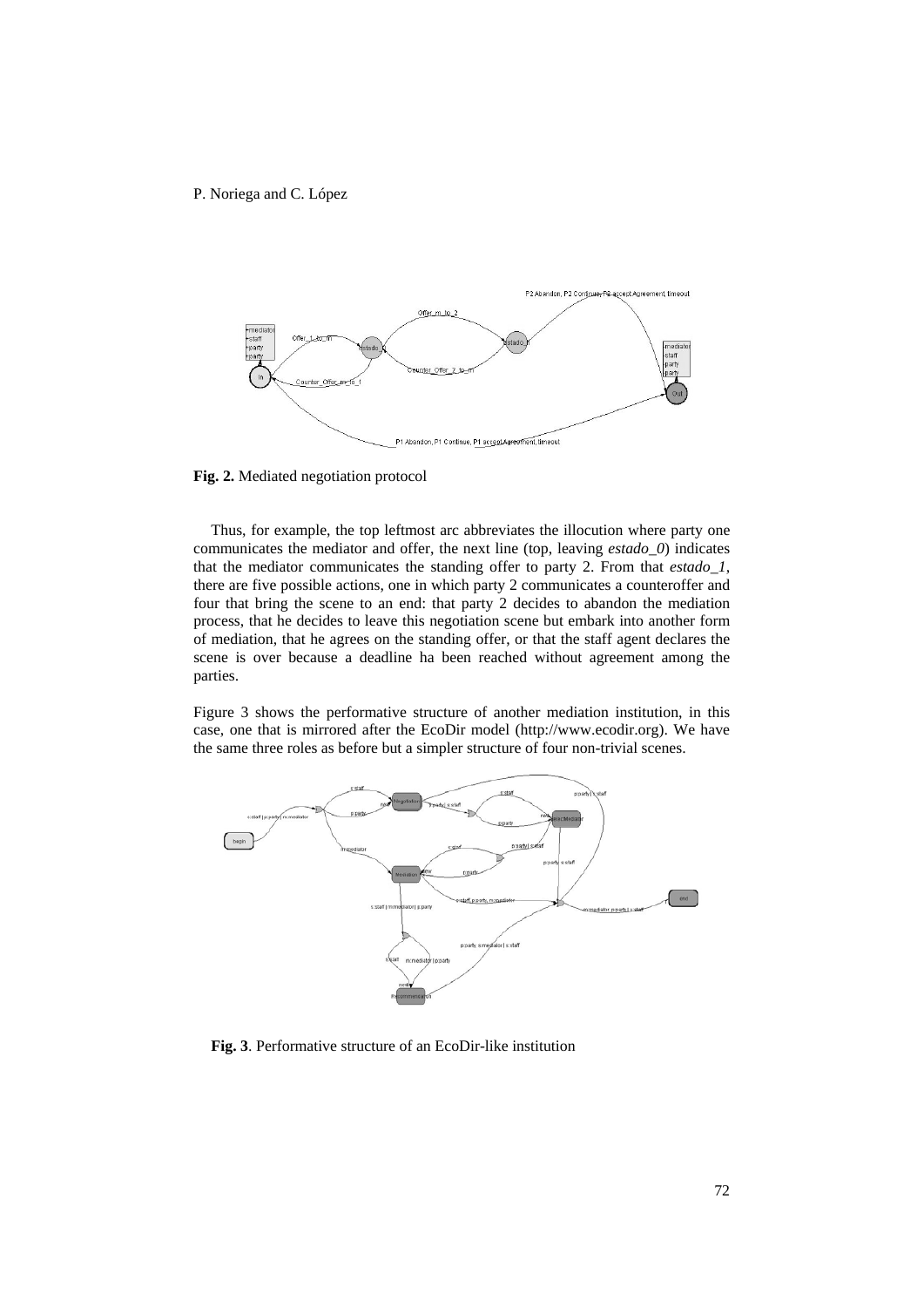**Fig. 2.** Mediated negotiation protocol

Thus, for example, the top leftmost arc abbreviates the illocution where party one communicates the mediator and offer, the next line (top, leaving *estado_0*) indicates that the mediator communicates the standing offer to party 2. From that *estado_1*, there are five possible actions, one in which party 2 communicates a counteroffer and four that bring the scene to an end: that party 2 decides to abandon the mediation process, that he decides to leave this negotiation scene but embark into another form of mediation, that he agrees on the standing offer, or that the staff agent declares the scene is over because a deadline ha been reached without agreement among the parties.

Figure 3 shows the performative structure of another mediation institution, in this case, one that is mirrored after the EcoDir model (http://www.ecodir.org). We have the same three roles as before but a simpler structure of four non-trivial scenes.

**Fig. 3**. Performative structure of an EcoDir-like institution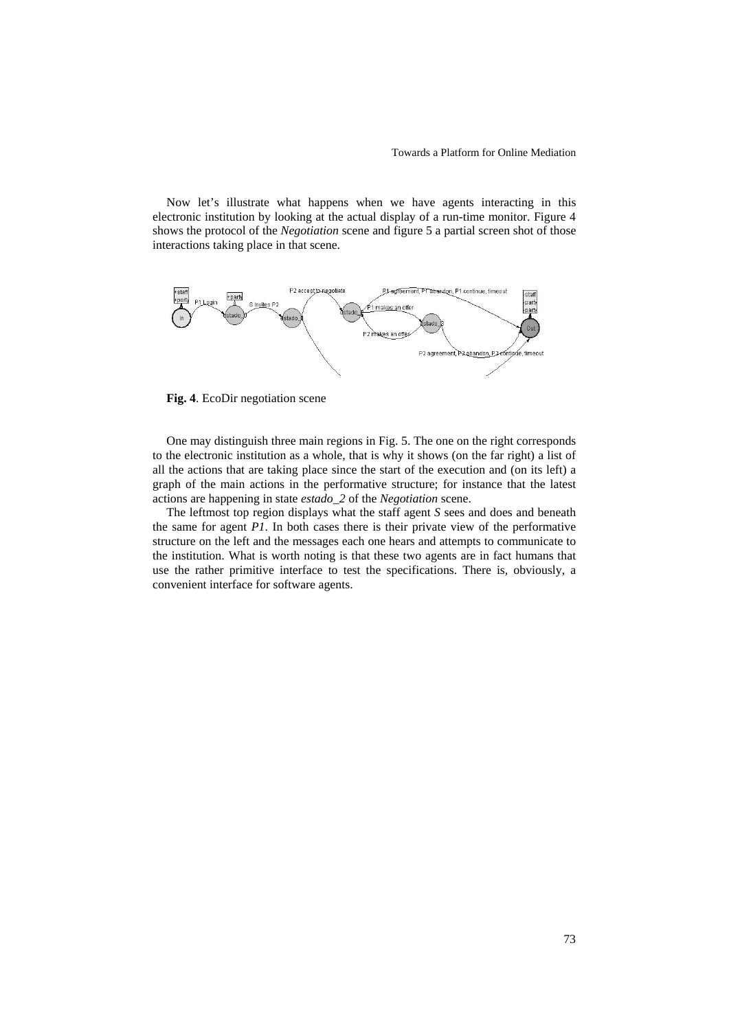Now let's illustrate what happens when we have agents interacting in this electronic institution by looking at the actual display of a run-time monitor. Figure 4 shows the protocol of the *Negotiation* scene and figure 5 a partial screen shot of those interactions taking place in that scene.

**Fig. 4**. EcoDir negotiation scene

One may distinguish three main regions in Fig. 5. The one on the right corresponds to the electronic institution as a whole, that is why it shows (on the far right) a list of all the actions that are taking place since the start of the execution and (on its left) a graph of the main actions in the performative structure; for instance that the latest actions are happening in state *estado_2* of the *Negotiation* scene.

The leftmost top region displays what the staff agent *S* sees and does and beneath the same for agent *P1*. In both cases there is their private view of the performative structure on the left and the messages each one hears and attempts to communicate to the institution. What is worth noting is that these two agents are in fact humans that use the rather primitive interface to test the specifications. There is, obviously, a convenient interface for software agents.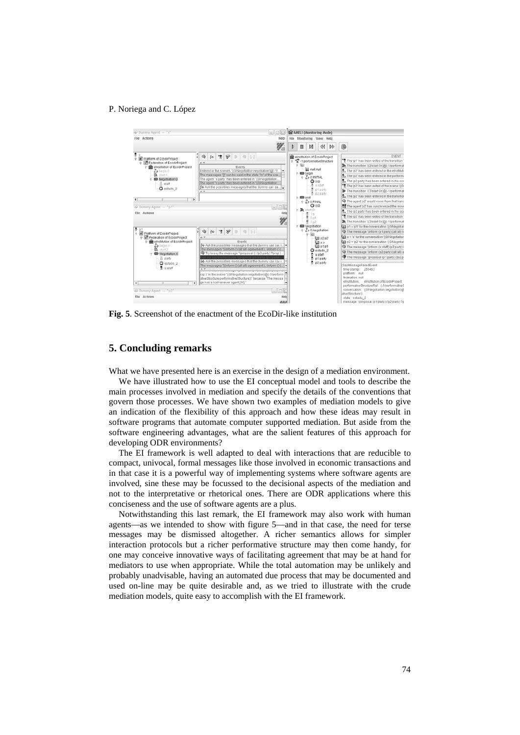**Fig. 5**. Screenshot of the enactment of the EcoDir-like institution

## 5. Concluding remarks

What we have presented here is an exercise in the design of a mediation environment.

We have illustrated how to use the EI conceptual model and tools to describe the main processes involved in mediation and specify the details of the conventions that govern those processes. We have shown two examples of mediation models to give an indication of the flexibility of this approach and how these ideas may result in software programs that automate computer supported mediation. But aside from the software engineering advantages, what are the salient features of this approach for developing ODR environments?

The EI framework is well adapted to deal with interactions that are reducible to compact, univocal, formal messages like those involved in economic transactions and in that case it is a powerful way of implementing systems where software agents are involved, sine these may be focussed to the decisional aspects of the mediation and not to the interpretative or rhetorical ones. There are ODR applications where this conciseness and the use of software agents are a plus.

Notwithstanding this last remark, the EI framework may also work with human agents—as we intended to show with figure 5—and in that case, the need for terse messages may be dismissed altogether. A richer semantics allows for simpler interaction protocols but a richer performative structure may then come handy, for one may conceive innovative ways of facilitating agreement that may be at hand for mediators to use when appropriate. While the total automation may be unlikely and probably unadvisable, having an automated due process that may be documented and used on-line may be quite desirable and, as we tried to illustrate with the crude mediation models, quite easy to accomplish with the EI framework.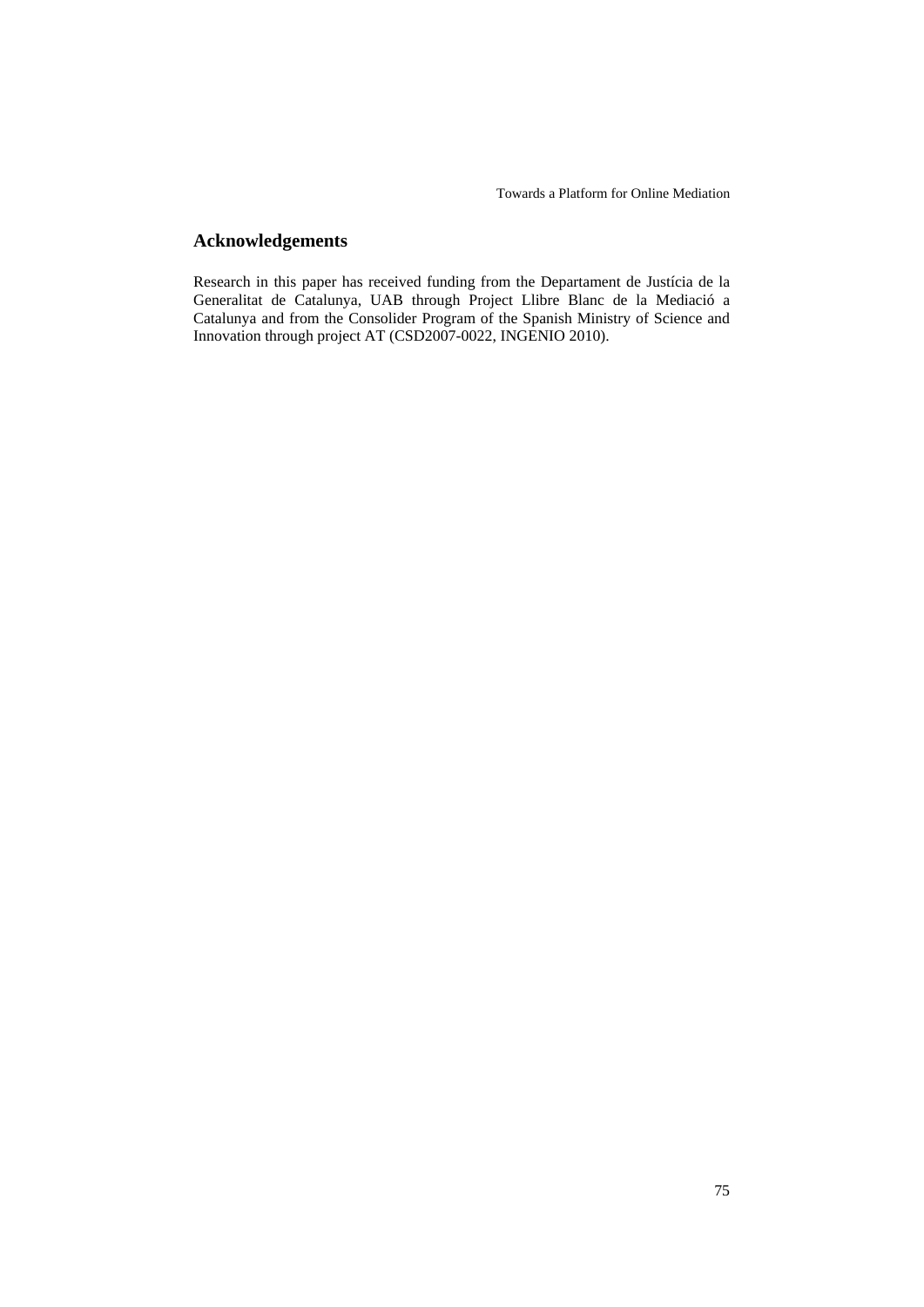## Acknowledgements

Research in this paper has received funding from the Departament de Justícia de la Generalitat de Catalunya, UAB through Project Llibre Blanc de la Mediació a Catalunya and from the Consolider Program of the Spanish Ministry of Science and Innovation through project AT (CSD2007-0022, INGENIO 2010).